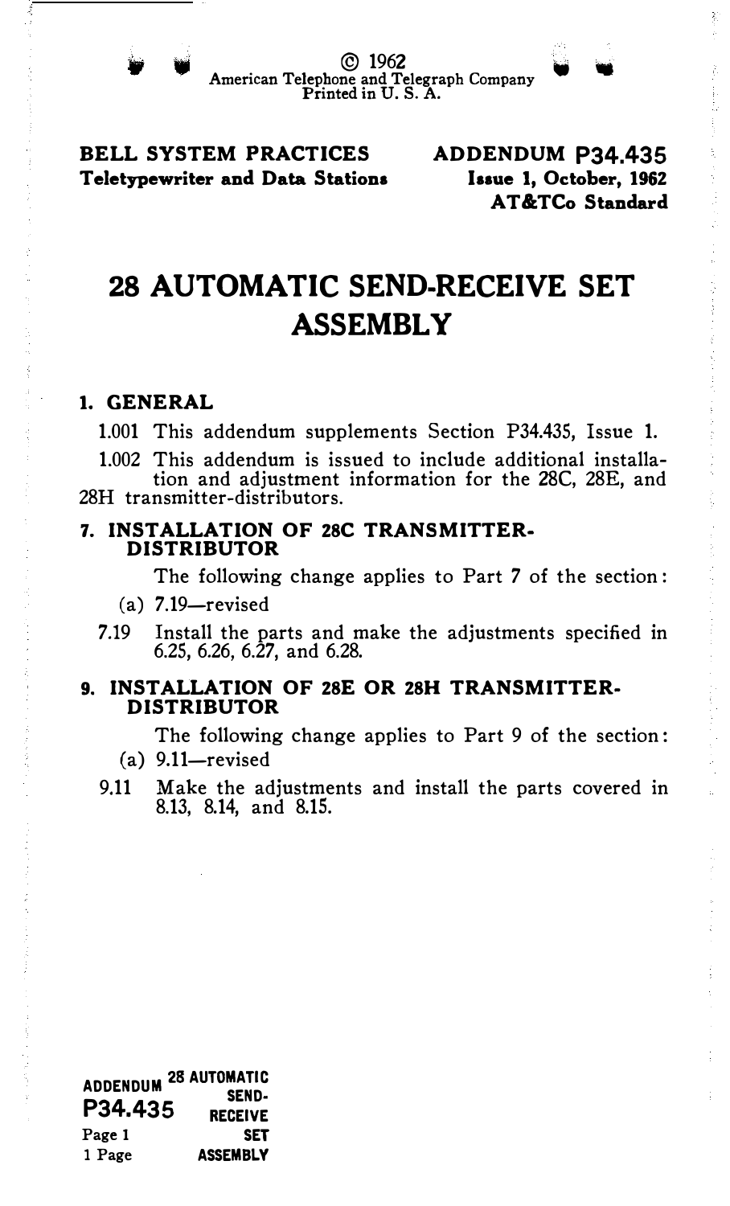© 1962
American Telephone and Telegraph Company
Printed in U. S. A.

**BELL SYSTEM PRACTICES**
**Teletypewriter and Data Stations**

**ADDENDUM P34.435**
**Issue 1, October, 1962**
**AT&TCo Standard**

# 28 AUTOMATIC SEND-RECEIVE SET ASSEMBLY

## 1. GENERAL

1.001 This addendum supplements Section P34.435, Issue 1.

1.002 This addendum is issued to include additional installation and adjustment information for the 28C, 28E, and 28H transmitter-distributors.

## 7. INSTALLATION OF 28C TRANSMITTER-DISTRIBUTOR

The following change applies to Part 7 of the section:

(a) 7.19—revised

7.19 Install the parts and make the adjustments specified in 6.25, 6.26, 6.27, and 6.28.

## 9. INSTALLATION OF 28E OR 28H TRANSMITTER-DISTRIBUTOR

The following change applies to Part 9 of the section:

(a) 9.11—revised

9.11 Make the adjustments and install the parts covered in 8.13, 8.14, and 8.15.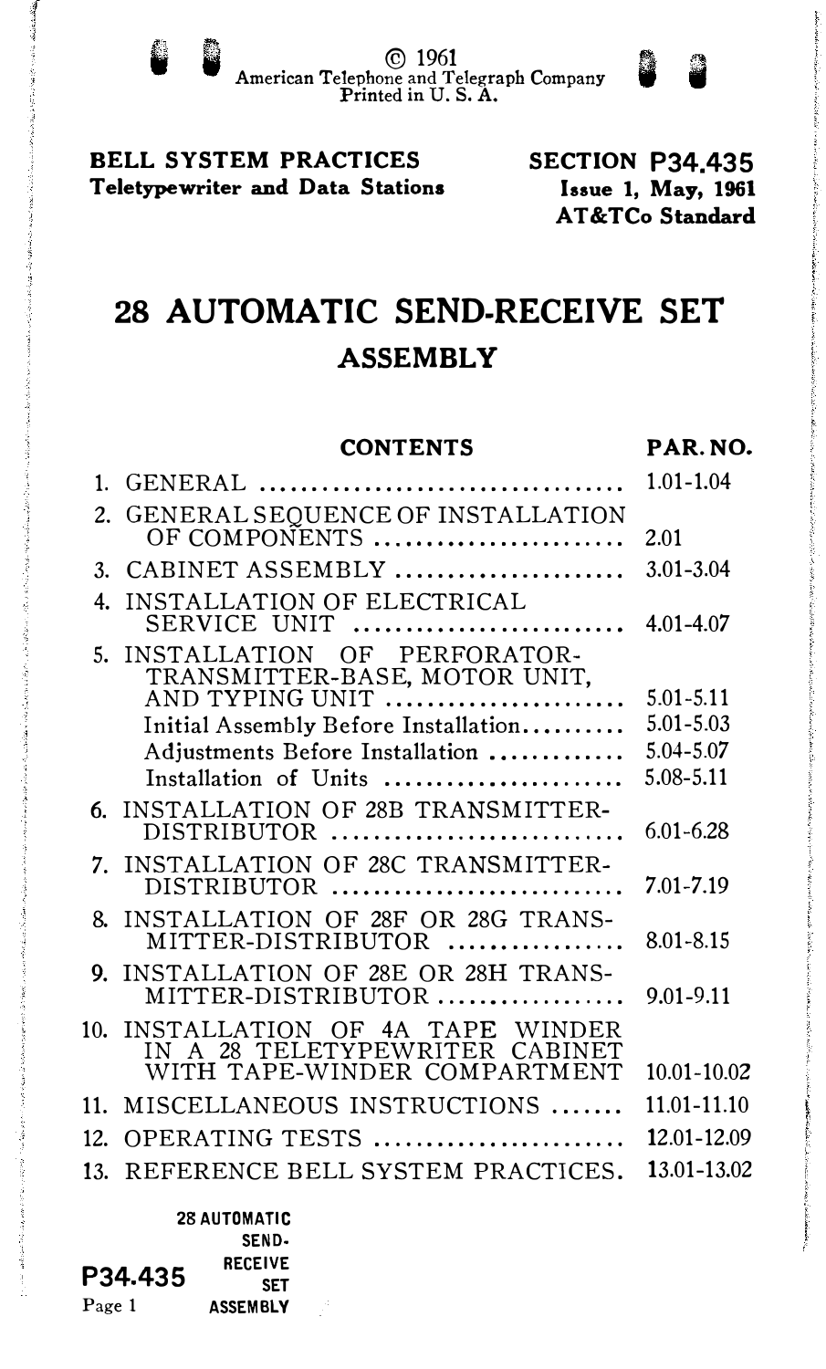© 1961
American Telephone and Telegraph Company
Printed in U. S. A.

**BELL SYSTEM PRACTICES**
**Teletypewriter and Data Stations**

**SECTION P34.435**
**Issue 1, May, 1961**
**AT&TCo Standard**

# 28 AUTOMATIC SEND-RECEIVE SET
## ASSEMBLY

| CONTENTS | PAR. NO. |
|---|---|
| 1. GENERAL | 1.01-1.04 |
| 2. GENERAL SEQUENCE OF INSTALLATION OF COMPONENTS | 2.01 |
| 3. CABINET ASSEMBLY | 3.01-3.04 |
| 4. INSTALLATION OF ELECTRICAL SERVICE UNIT | 4.01-4.07 |
| 5. INSTALLATION OF PERFORATOR-TRANSMITTER-BASE, MOTOR UNIT, AND TYPING UNIT | 5.01-5.11 |
| Initial Assembly Before Installation | 5.01-5.03 |
| Adjustments Before Installation | 5.04-5.07 |
| Installation of Units | 5.08-5.11 |
| 6. INSTALLATION OF 28B TRANSMITTER-DISTRIBUTOR | 6.01-6.28 |
| 7. INSTALLATION OF 28C TRANSMITTER-DISTRIBUTOR | 7.01-7.19 |
| 8. INSTALLATION OF 28F OR 28G TRANSMITTER-DISTRIBUTOR | 8.01-8.15 |
| 9. INSTALLATION OF 28E OR 28H TRANSMITTER-DISTRIBUTOR | 9.01-9.11 |
| 10. INSTALLATION OF 4A TAPE WINDER IN A 28 TELETYPEWRITER CABINET WITH TAPE-WINDER COMPARTMENT | 10.01-10.02 |
| 11. MISCELLANEOUS INSTRUCTIONS | 11.01-11.10 |
| 12. OPERATING TESTS | 12.01-12.09 |
| 13. REFERENCE BELL SYSTEM PRACTICES. | 13.01-13.02 |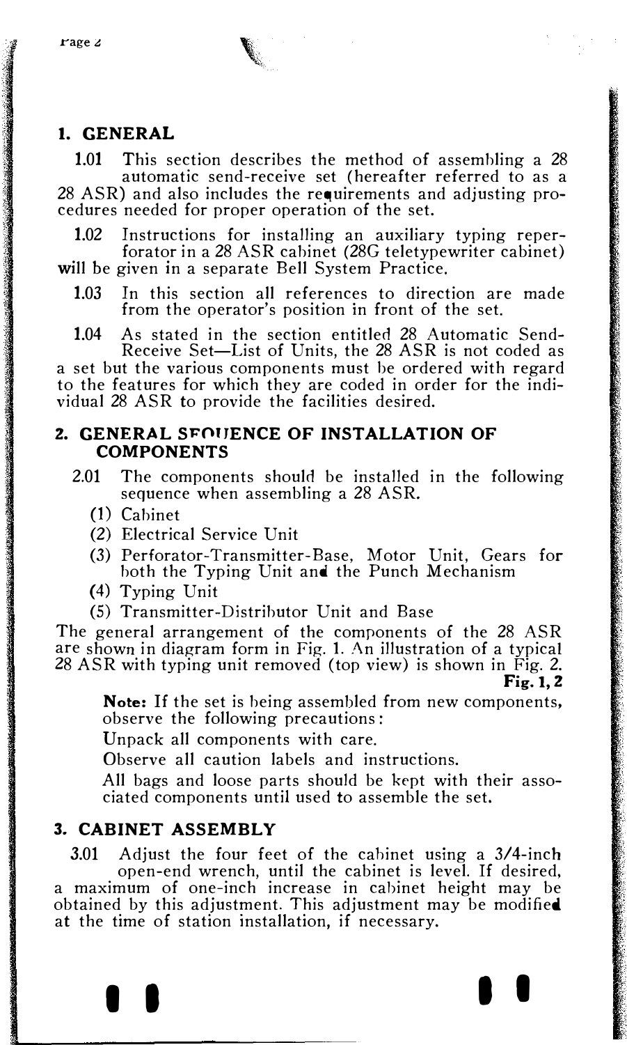## 1. GENERAL

**1.01** This section describes the method of assembling a 28 automatic send-receive set (hereafter referred to as a 28 ASR) and also includes the requirements and adjusting procedures needed for proper operation of the set.

**1.02** Instructions for installing an auxiliary typing reperforator in a 28 ASR cabinet (28G teletypewriter cabinet) will be given in a separate Bell System Practice.

**1.03** In this section all references to direction are made from the operator's position in front of the set.

**1.04** As stated in the section entitled 28 Automatic Send-Receive Set—List of Units, the 28 ASR is not coded as a set but the various components must be ordered with regard to the features for which they are coded in order for the individual 28 ASR to provide the facilities desired.

## 2. GENERAL SEQUENCE OF INSTALLATION OF COMPONENTS

2.01 The components should be installed in the following sequence when assembling a 28 ASR.

(1) Cabinet

(2) Electrical Service Unit

(3) Perforator-Transmitter-Base, Motor Unit, Gears for both the Typing Unit and the Punch Mechanism

(4) Typing Unit

(5) Transmitter-Distributor Unit and Base

The general arrangement of the components of the 28 ASR are shown in diagram form in Fig. 1. An illustration of a typical 28 ASR with typing unit removed (top view) is shown in Fig. 2.

**Fig. 1, 2**

**Note:** If the set is being assembled from new components, observe the following precautions:

Unpack all components with care.

Observe all caution labels and instructions.

All bags and loose parts should be kept with their associated components until used to assemble the set.

## 3. CABINET ASSEMBLY

3.01 Adjust the four feet of the cabinet using a 3/4-inch open-end wrench, until the cabinet is level. If desired, a maximum of one-inch increase in cabinet height may be obtained by this adjustment. This adjustment may be modified at the time of station installation, if necessary.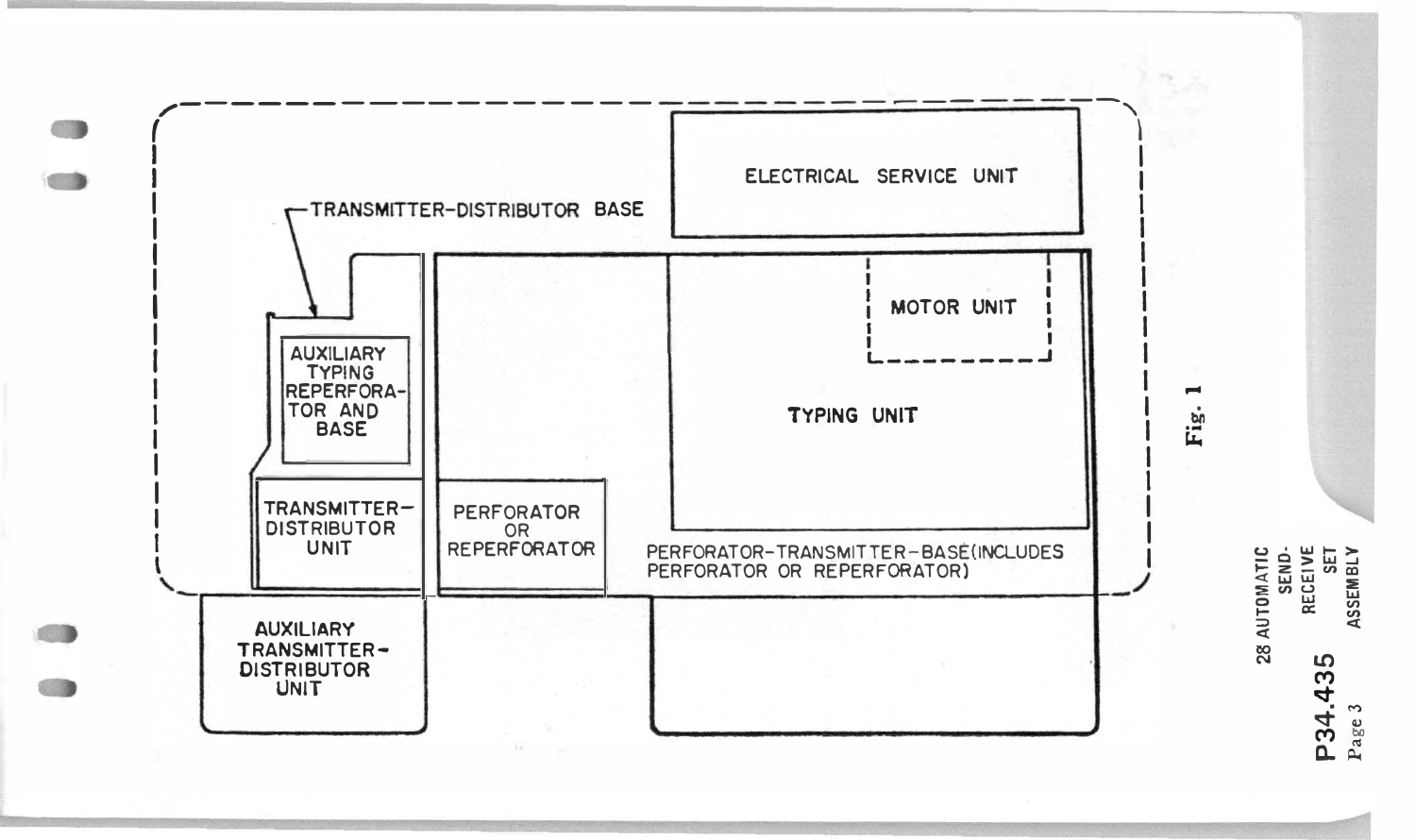ELECTRICAL SERVICE UNIT

TRANSMITTER-DISTRIBUTOR BASE

MOTOR UNIT

AUXILIARY TYPING REPERFORATOR AND BASE

TYPING UNIT

TRANSMITTER-DISTRIBUTOR UNIT

PERFORATOR OR REPERFORATOR

PERFORATOR-TRANSMITTER-BASE(INCLUDES PERFORATOR OR REPERFORATOR)

AUXILIARY TRANSMITTER-DISTRIBUTOR UNIT

Fig. 1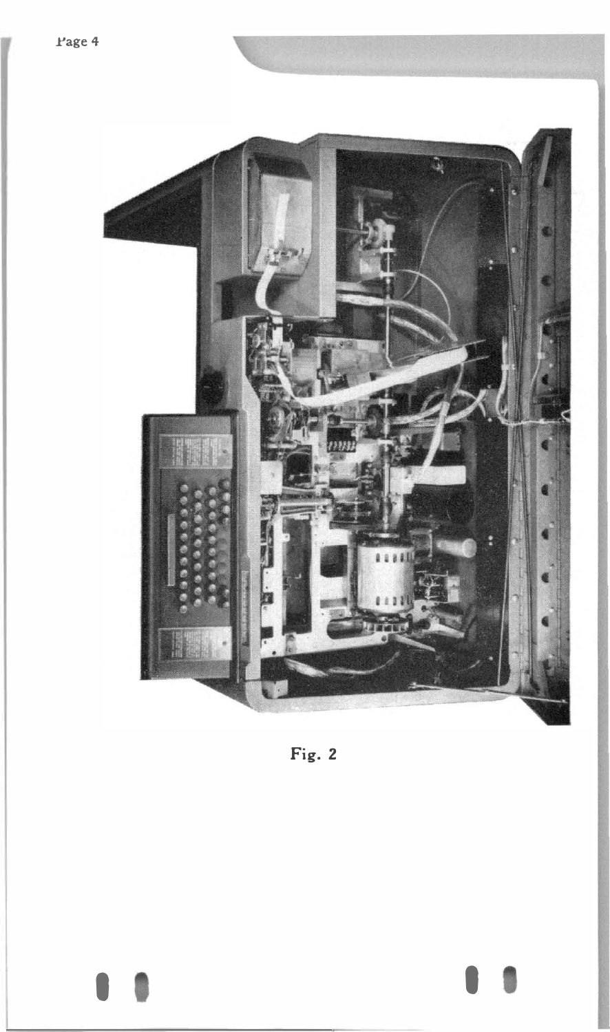Fig. 2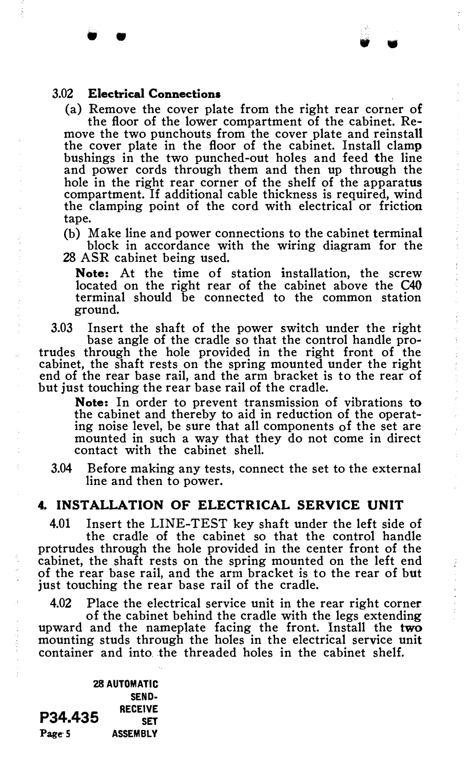### 3.02 **Electrical Connections**

(a) Remove the cover plate from the right rear corner of the floor of the lower compartment of the cabinet. Remove the two punchouts from the cover plate and reinstall the cover plate in the floor of the cabinet. Install clamp bushings in the two punched-out holes and feed the line and power cords through them and then up through the hole in the right rear corner of the shelf of the apparatus compartment. If additional cable thickness is required, wind the clamping point of the cord with electrical or friction tape.

(b) Make line and power connections to the cabinet terminal block in accordance with the wiring diagram for the 28 ASR cabinet being used.

**Note:** At the time of station installation, the screw located on the right rear of the cabinet above the C40 terminal should be connected to the common station ground.

3.03 Insert the shaft of the power switch under the right base angle of the cradle so that the control handle protrudes through the hole provided in the right front of the cabinet, the shaft rests on the spring mounted under the right end of the rear base rail, and the arm bracket is to the rear of but just touching the rear base rail of the cradle.

**Note:** In order to prevent transmission of vibrations to the cabinet and thereby to aid in reduction of the operating noise level, be sure that all components of the set are mounted in such a way that they do not come in direct contact with the cabinet shell.

3.04 Before making any tests, connect the set to the external line and then to power.

## 4. INSTALLATION OF ELECTRICAL SERVICE UNIT

4.01 Insert the LINE-TEST key shaft under the left side of the cradle of the cabinet so that the control handle protrudes through the hole provided in the center front of the cabinet, the shaft rests on the spring mounted on the left end of the rear base rail, and the arm bracket is to the rear of but just touching the rear base rail of the cradle.

4.02 Place the electrical service unit in the rear right corner of the cabinet behind the cradle with the legs extending upward and the nameplate facing the front. Install the two mounting studs through the holes in the electrical service unit container and into the threaded holes in the cabinet shelf.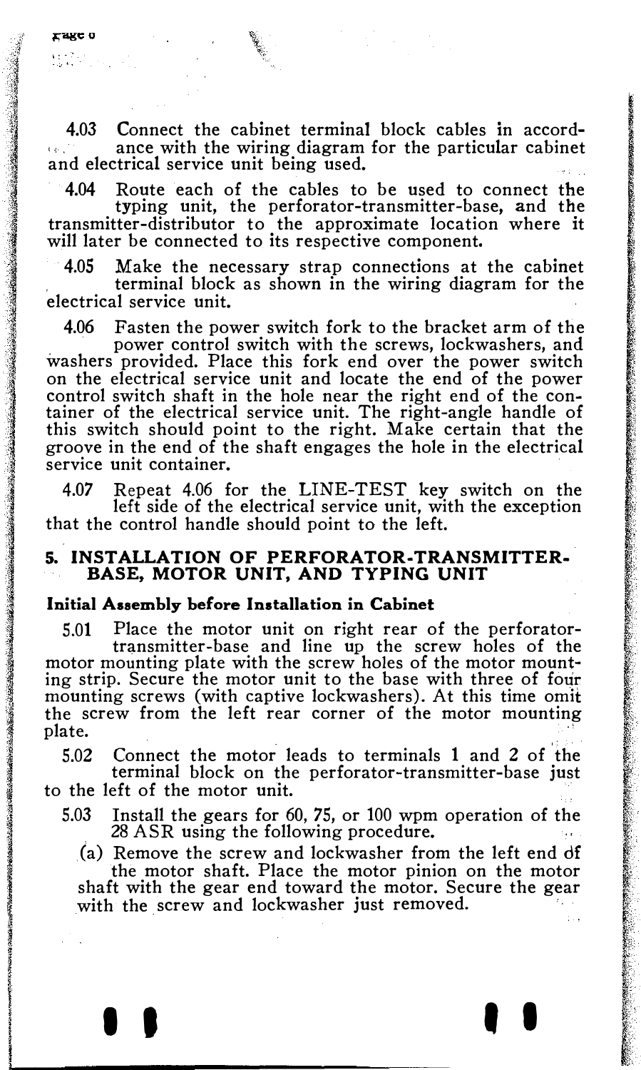4.03 Connect the cabinet terminal block cables in accordance with the wiring diagram for the particular cabinet and electrical service unit being used.

4.04 Route each of the cables to be used to connect the typing unit, the perforator-transmitter-base, and the transmitter-distributor to the approximate location where it will later be connected to its respective component.

4.05 Make the necessary strap connections at the cabinet terminal block as shown in the wiring diagram for the electrical service unit.

4.06 Fasten the power switch fork to the bracket arm of the power control switch with the screws, lockwashers, and washers provided. Place this fork end over the power switch on the electrical service unit and locate the end of the power control switch shaft in the hole near the right end of the container of the electrical service unit. The right-angle handle of this switch should point to the right. Make certain that the groove in the end of the shaft engages the hole in the electrical service unit container.

4.07 Repeat 4.06 for the LINE-TEST key switch on the left side of the electrical service unit, with the exception that the control handle should point to the left.

## 5. INSTALLATION OF PERFORATOR-TRANSMITTER-BASE, MOTOR UNIT, AND TYPING UNIT

**Initial Assembly before Installation in Cabinet**

5.01 Place the motor unit on right rear of the perforator-transmitter-base and line up the screw holes of the motor mounting plate with the screw holes of the motor mounting strip. Secure the motor unit to the base with three of four mounting screws (with captive lockwashers). At this time omit the screw from the left rear corner of the motor mounting plate.

5.02 Connect the motor leads to terminals 1 and 2 of the terminal block on the perforator-transmitter-base just to the left of the motor unit.

5.03 Install the gears for 60, 75, or 100 wpm operation of the 28 ASR using the following procedure.

(a) Remove the screw and lockwasher from the left end of the motor shaft. Place the motor pinion on the motor shaft with the gear end toward the motor. Secure the gear with the screw and lockwasher just removed.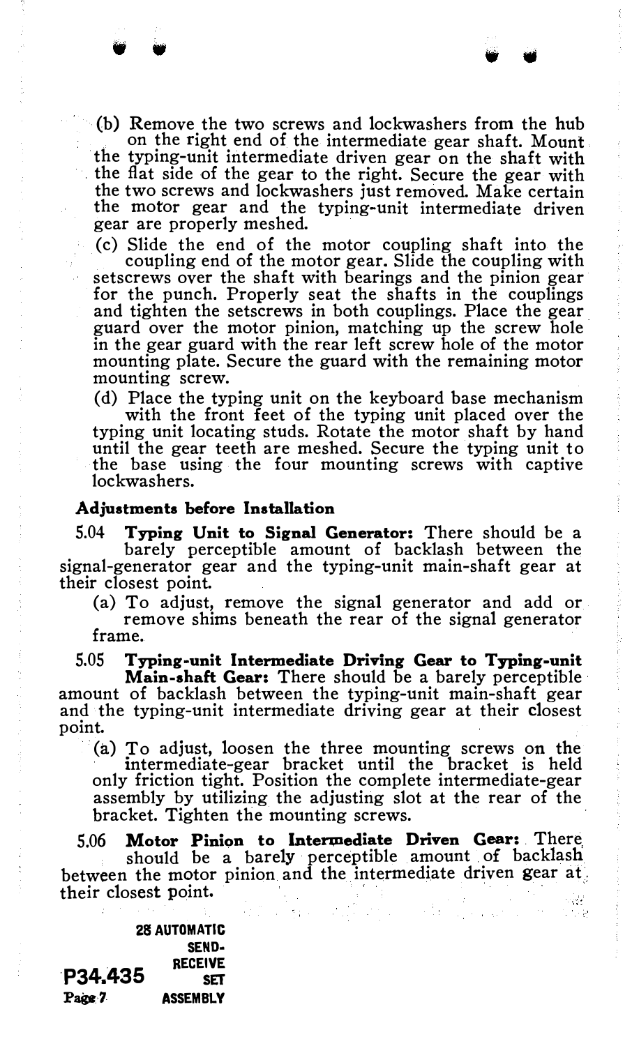(b) Remove the two screws and lockwashers from the hub on the right end of the intermediate gear shaft. Mount the typing-unit intermediate driven gear on the shaft with the flat side of the gear to the right. Secure the gear with the two screws and lockwashers just removed. Make certain the motor gear and the typing-unit intermediate driven gear are properly meshed.

(c) Slide the end of the motor coupling shaft into the coupling end of the motor gear. Slide the coupling with setscrews over the shaft with bearings and the pinion gear for the punch. Properly seat the shafts in the couplings and tighten the setscrews in both couplings. Place the gear guard over the motor pinion, matching up the screw hole in the gear guard with the rear left screw hole of the motor mounting plate. Secure the guard with the remaining motor mounting screw.

(d) Place the typing unit on the keyboard base mechanism with the front feet of the typing unit placed over the typing unit locating studs. Rotate the motor shaft by hand until the gear teeth are meshed. Secure the typing unit to the base using the four mounting screws with captive lockwashers.

### Adjustments before Installation

5.04 **Typing Unit to Signal Generator:** There should be a barely perceptible amount of backlash between the signal-generator gear and the typing-unit main-shaft gear at their closest point.

(a) To adjust, remove the signal generator and add or remove shims beneath the rear of the signal generator frame.

5.05 **Typing-unit Intermediate Driving Gear to Typing-unit Main-shaft Gear:** There should be a barely perceptible amount of backlash between the typing-unit main-shaft gear and the typing-unit intermediate driving gear at their closest point.

(a) To adjust, loosen the three mounting screws on the intermediate-gear bracket until the bracket is held only friction tight. Position the complete intermediate-gear assembly by utilizing the adjusting slot at the rear of the bracket. Tighten the mounting screws.

5.06 **Motor Pinion to Intermediate Driven Gear:** There should be a barely perceptible amount of backlash between the motor pinion and the intermediate driven gear at their closest point.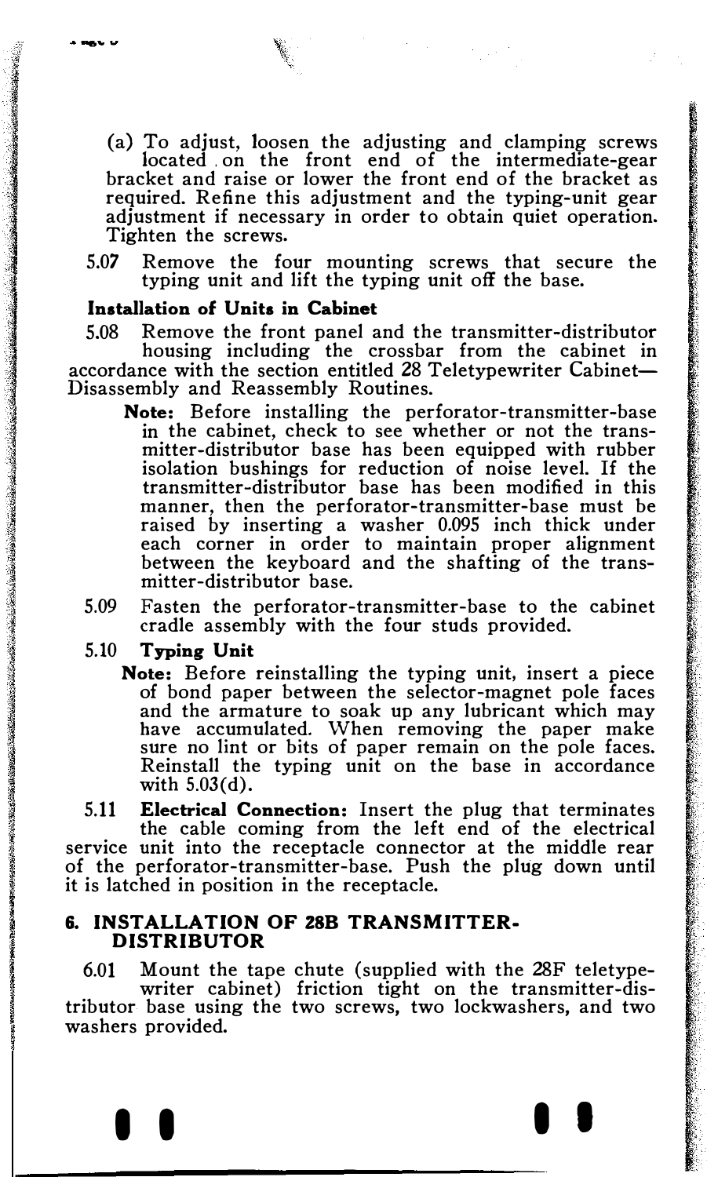(a) To adjust, loosen the adjusting and clamping screws located on the front end of the intermediate-gear bracket and raise or lower the front end of the bracket as required. Refine this adjustment and the typing-unit gear adjustment if necessary in order to obtain quiet operation. Tighten the screws.

5.07 Remove the four mounting screws that secure the typing unit and lift the typing unit off the base.

**Installation of Units in Cabinet**

5.08 Remove the front panel and the transmitter-distributor housing including the crossbar from the cabinet in accordance with the section entitled 28 Teletypewriter Cabinet—Disassembly and Reassembly Routines.

**Note:** Before installing the perforator-transmitter-base in the cabinet, check to see whether or not the transmitter-distributor base has been equipped with rubber isolation bushings for reduction of noise level. If the transmitter-distributor base has been modified in this manner, then the perforator-transmitter-base must be raised by inserting a washer 0.095 inch thick under each corner in order to maintain proper alignment between the keyboard and the shafting of the transmitter-distributor base.

5.09 Fasten the perforator-transmitter-base to the cabinet cradle assembly with the four studs provided.

5.10 **Typing Unit**

**Note:** Before reinstalling the typing unit, insert a piece of bond paper between the selector-magnet pole faces and the armature to soak up any lubricant which may have accumulated. When removing the paper make sure no lint or bits of paper remain on the pole faces. Reinstall the typing unit on the base in accordance with 5.03(d).

5.11 **Electrical Connection:** Insert the plug that terminates the cable coming from the left end of the electrical service unit into the receptacle connector at the middle rear of the perforator-transmitter-base. Push the plug down until it is latched in position in the receptacle.

## 6. INSTALLATION OF 28B TRANSMITTER-DISTRIBUTOR

6.01 Mount the tape chute (supplied with the 28F teletypewriter cabinet) friction tight on the transmitter-distributor base using the two screws, two lockwashers, and two washers provided.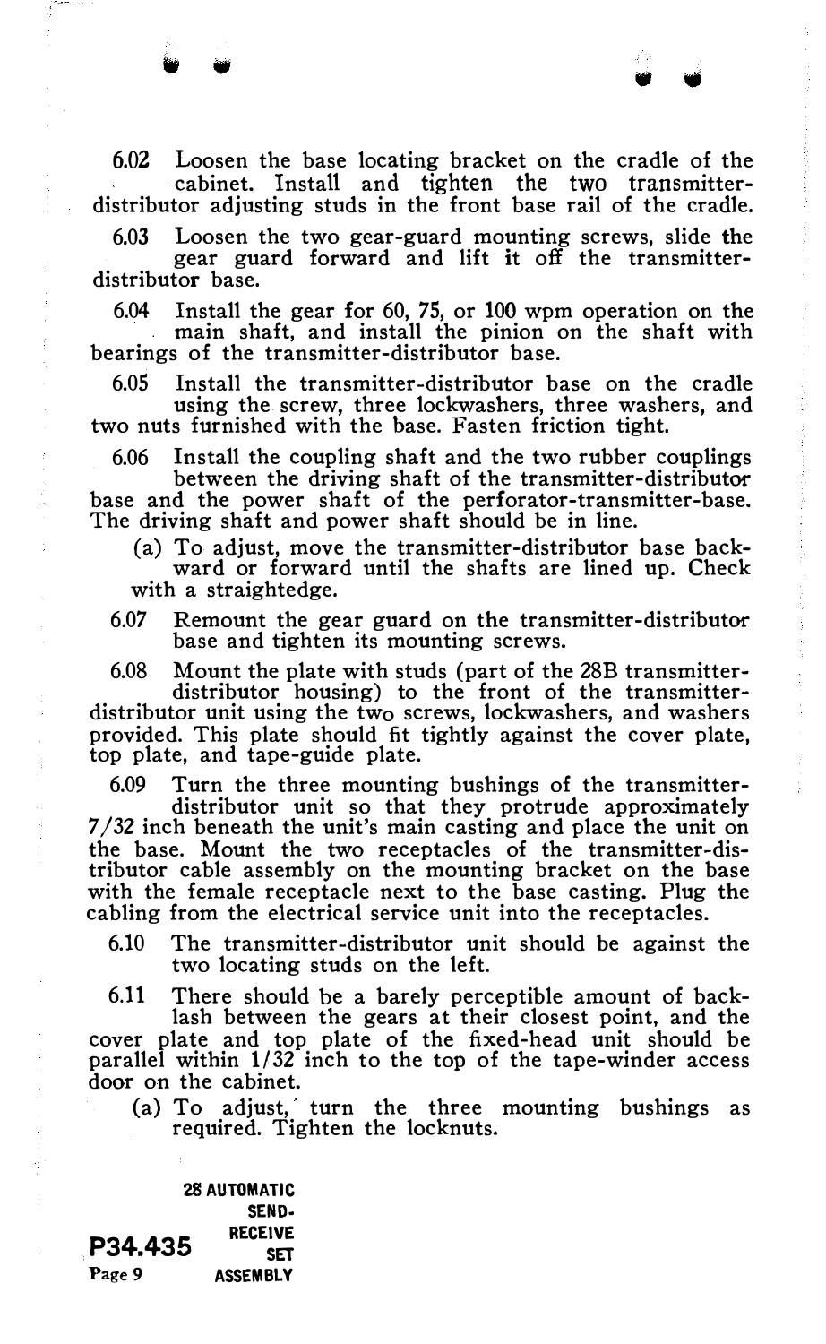6.02 Loosen the base locating bracket on the cradle of the cabinet. Install and tighten the two transmitter-distributor adjusting studs in the front base rail of the cradle.

6.03 Loosen the two gear-guard mounting screws, slide the gear guard forward and lift it off the transmitter-distributor base.

6.04 Install the gear for 60, 75, or 100 wpm operation on the main shaft, and install the pinion on the shaft with bearings of the transmitter-distributor base.

6.05 Install the transmitter-distributor base on the cradle using the screw, three lockwashers, three washers, and two nuts furnished with the base. Fasten friction tight.

6.06 Install the coupling shaft and the two rubber couplings between the driving shaft of the transmitter-distributor base and the power shaft of the perforator-transmitter-base. The driving shaft and power shaft should be in line.

(a) To adjust, move the transmitter-distributor base backward or forward until the shafts are lined up. Check with a straightedge.

6.07 Remount the gear guard on the transmitter-distributor base and tighten its mounting screws.

6.08 Mount the plate with studs (part of the 28B transmitter-distributor housing) to the front of the transmitter-distributor unit using the two screws, lockwashers, and washers provided. This plate should fit tightly against the cover plate, top plate, and tape-guide plate.

6.09 Turn the three mounting bushings of the transmitter-distributor unit so that they protrude approximately 7/32 inch beneath the unit's main casting and place the unit on the base. Mount the two receptacles of the transmitter-distributor cable assembly on the mounting bracket on the base with the female receptacle next to the base casting. Plug the cabling from the electrical service unit into the receptacles.

6.10 The transmitter-distributor unit should be against the two locating studs on the left.

6.11 There should be a barely perceptible amount of backlash between the gears at their closest point, and the cover plate and top plate of the fixed-head unit should be parallel within 1/32 inch to the top of the tape-winder access door on the cabinet.

(a) To adjust, turn the three mounting bushings as required. Tighten the locknuts.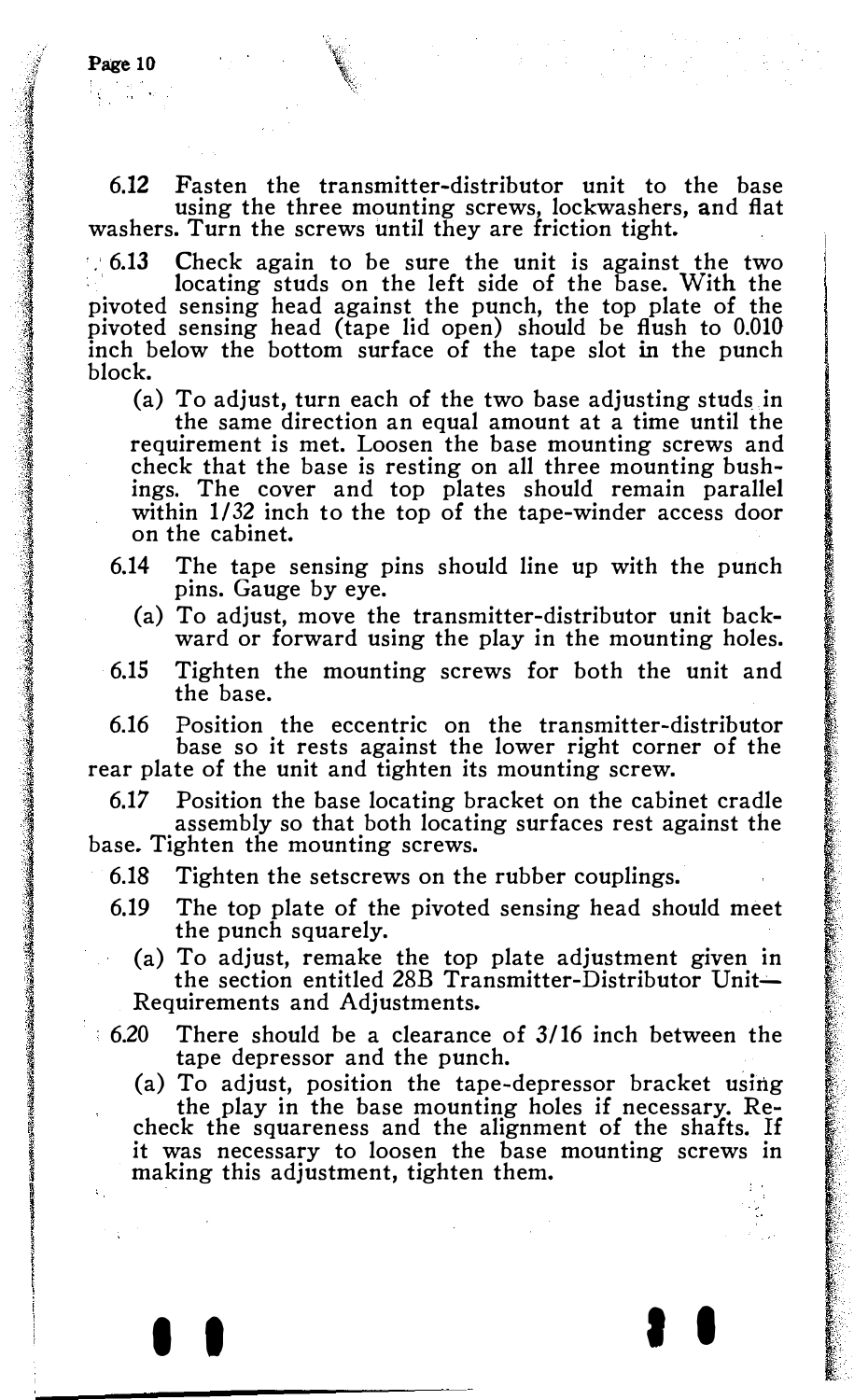6.12 Fasten the transmitter-distributor unit to the base using the three mounting screws, lockwashers, and flat washers. Turn the screws until they are friction tight.

6.13 Check again to be sure the unit is against the two locating studs on the left side of the base. With the pivoted sensing head against the punch, the top plate of the pivoted sensing head (tape lid open) should be flush to 0.010 inch below the bottom surface of the tape slot in the punch block.

(a) To adjust, turn each of the two base adjusting studs in the same direction an equal amount at a time until the requirement is met. Loosen the base mounting screws and check that the base is resting on all three mounting bushings. The cover and top plates should remain parallel within 1/32 inch to the top of the tape-winder access door on the cabinet.

6.14 The tape sensing pins should line up with the punch pins. Gauge by eye.

(a) To adjust, move the transmitter-distributor unit backward or forward using the play in the mounting holes.

6.15 Tighten the mounting screws for both the unit and the base.

6.16 Position the eccentric on the transmitter-distributor base so it rests against the lower right corner of the rear plate of the unit and tighten its mounting screw.

6.17 Position the base locating bracket on the cabinet cradle assembly so that both locating surfaces rest against the base. Tighten the mounting screws.

6.18 Tighten the setscrews on the rubber couplings.

6.19 The top plate of the pivoted sensing head should meet the punch squarely.

(a) To adjust, remake the top plate adjustment given in the section entitled 28B Transmitter-Distributor Unit—Requirements and Adjustments.

6.20 There should be a clearance of 3/16 inch between the tape depressor and the punch.

(a) To adjust, position the tape-depressor bracket using the play in the base mounting holes if necessary. Recheck the squareness and the alignment of the shafts. If it was necessary to loosen the base mounting screws in making this adjustment, tighten them.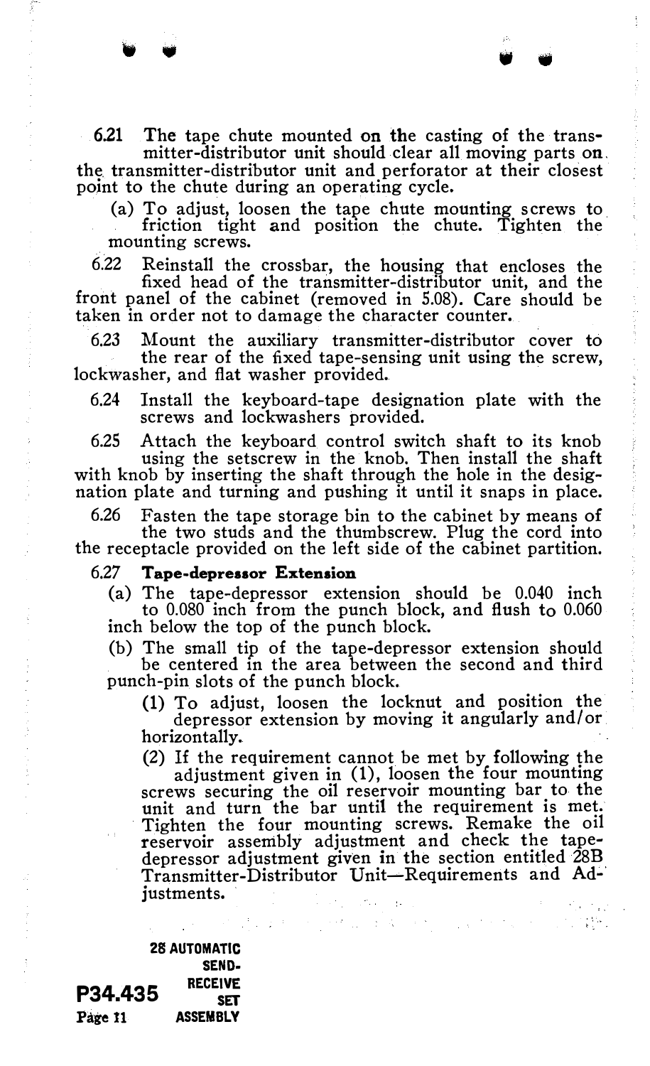6.21 The tape chute mounted on the casting of the transmitter-distributor unit should clear all moving parts on the transmitter-distributor unit and perforator at their closest point to the chute during an operating cycle.

(a) To adjust, loosen the tape chute mounting screws to friction tight and position the chute. Tighten the mounting screws.

6.22 Reinstall the crossbar, the housing that encloses the fixed head of the transmitter-distributor unit, and the front panel of the cabinet (removed in 5.08). Care should be taken in order not to damage the character counter.

6.23 Mount the auxiliary transmitter-distributor cover to the rear of the fixed tape-sensing unit using the screw, lockwasher, and flat washer provided.

6.24 Install the keyboard-tape designation plate with the screws and lockwashers provided.

6.25 Attach the keyboard control switch shaft to its knob using the setscrew in the knob. Then install the shaft with knob by inserting the shaft through the hole in the designation plate and turning and pushing it until it snaps in place.

6.26 Fasten the tape storage bin to the cabinet by means of the two studs and the thumbscrew. Plug the cord into the receptacle provided on the left side of the cabinet partition.

6.27 **Tape-depressor Extension**

(a) The tape-depressor extension should be 0.040 inch to 0.080 inch from the punch block, and flush to 0.060 inch below the top of the punch block.

(b) The small tip of the tape-depressor extension should be centered in the area between the second and third punch-pin slots of the punch block.

(1) To adjust, loosen the locknut and position the depressor extension by moving it angularly and/or horizontally.

(2) If the requirement cannot be met by following the adjustment given in (1), loosen the four mounting screws securing the oil reservoir mounting bar to the unit and turn the bar until the requirement is met. Tighten the four mounting screws. Remake the oil reservoir assembly adjustment and check the tape-depressor adjustment given in the section entitled 28B Transmitter-Distributor Unit—Requirements and Adjustments.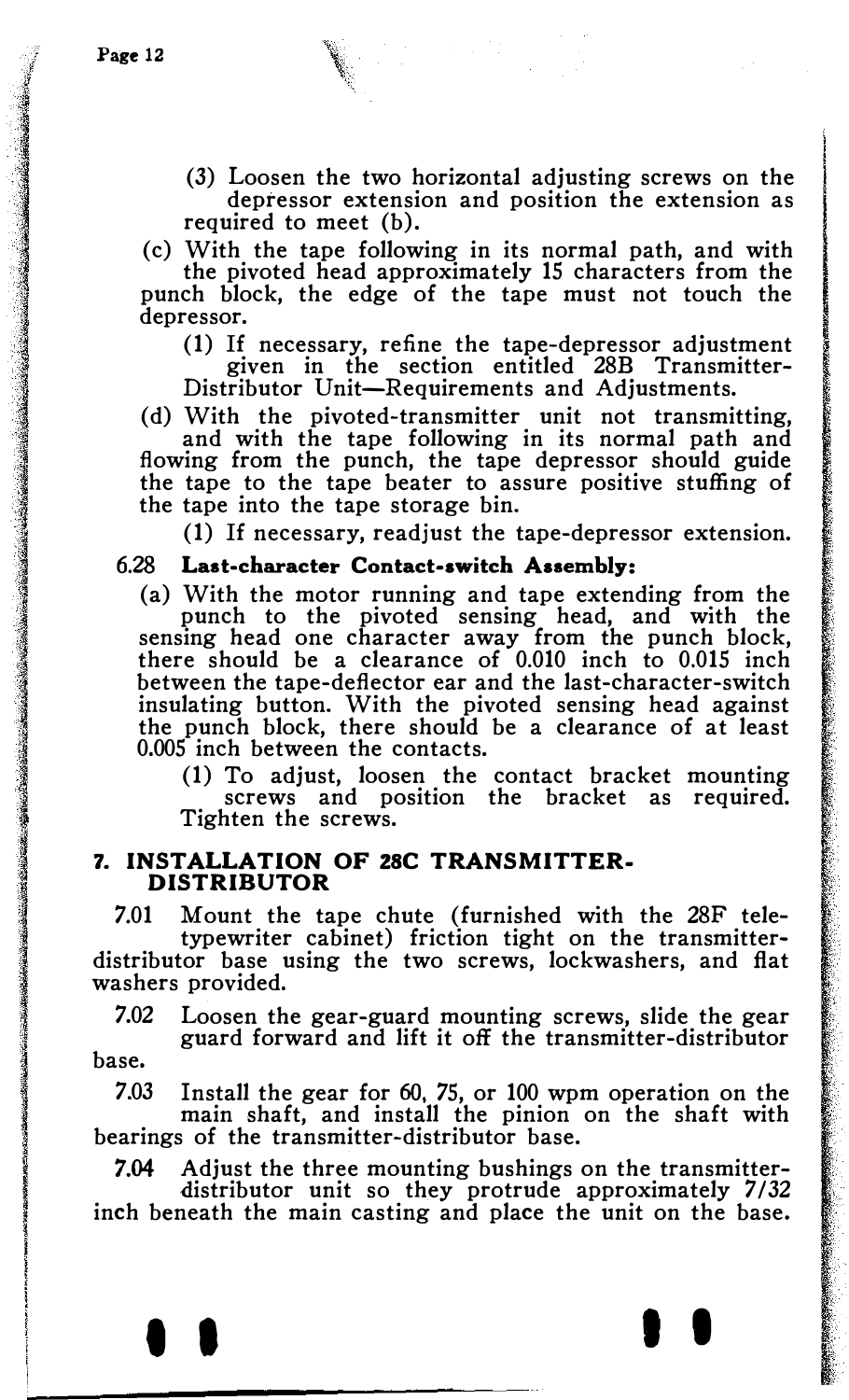(3) Loosen the two horizontal adjusting screws on the depressor extension and position the extension as required to meet (b).

(c) With the tape following in its normal path, and with the pivoted head approximately 15 characters from the punch block, the edge of the tape must not touch the depressor.

(1) If necessary, refine the tape-depressor adjustment given in the section entitled 28B Transmitter-Distributor Unit—Requirements and Adjustments.

(d) With the pivoted-transmitter unit not transmitting, and with the tape following in its normal path and flowing from the punch, the tape depressor should guide the tape to the tape beater to assure positive stuffing of the tape into the tape storage bin.

(1) If necessary, readjust the tape-depressor extension.

**6.28 Last-character Contact-switch Assembly:**

(a) With the motor running and tape extending from the punch to the pivoted sensing head, and with the sensing head one character away from the punch block, there should be a clearance of 0.010 inch to 0.015 inch between the tape-deflector ear and the last-character-switch insulating button. With the pivoted sensing head against the punch block, there should be a clearance of at least 0.005 inch between the contacts.

(1) To adjust, loosen the contact bracket mounting screws and position the bracket as required. Tighten the screws.

## 7. INSTALLATION OF 28C TRANSMITTER-DISTRIBUTOR

7.01 Mount the tape chute (furnished with the 28F teletypewriter cabinet) friction tight on the transmitter-distributor base using the two screws, lockwashers, and flat washers provided.

7.02 Loosen the gear-guard mounting screws, slide the gear guard forward and lift it off the transmitter-distributor base.

7.03 Install the gear for 60, 75, or 100 wpm operation on the main shaft, and install the pinion on the shaft with bearings of the transmitter-distributor base.

7.04 Adjust the three mounting bushings on the transmitter-distributor unit so they protrude approximately 7/32 inch beneath the main casting and place the unit on the base.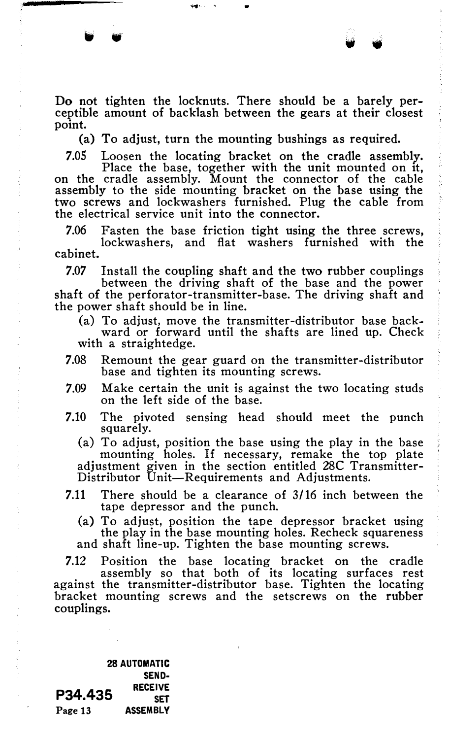Do not tighten the locknuts. There should be a barely perceptible amount of backlash between the gears at their closest point.

(a) To adjust, turn the mounting bushings as required.

7.05 Loosen the locating bracket on the cradle assembly. Place the base, together with the unit mounted on it, on the cradle assembly. Mount the connector of the cable assembly to the side mounting bracket on the base using the two screws and lockwashers furnished. Plug the cable from the electrical service unit into the connector.

7.06 Fasten the base friction tight using the three screws, lockwashers, and flat washers furnished with the cabinet.

7.07 Install the coupling shaft and the two rubber couplings between the driving shaft of the base and the power shaft of the perforator-transmitter-base. The driving shaft and the power shaft should be in line.

(a) To adjust, move the transmitter-distributor base backward or forward until the shafts are lined up. Check with a straightedge.

7.08 Remount the gear guard on the transmitter-distributor base and tighten its mounting screws.

7.09 Make certain the unit is against the two locating studs on the left side of the base.

7.10 The pivoted sensing head should meet the punch squarely.

(a) To adjust, position the base using the play in the base mounting holes. If necessary, remake the top plate adjustment given in the section entitled 28C Transmitter-Distributor Unit—Requirements and Adjustments.

7.11 There should be a clearance of 3/16 inch between the tape depressor and the punch.

(a) To adjust, position the tape depressor bracket using the play in the base mounting holes. Recheck squareness and shaft line-up. Tighten the base mounting screws.

7.12 Position the base locating bracket on the cradle assembly so that both of its locating surfaces rest against the transmitter-distributor base. Tighten the locating bracket mounting screws and the setscrews on the rubber couplings.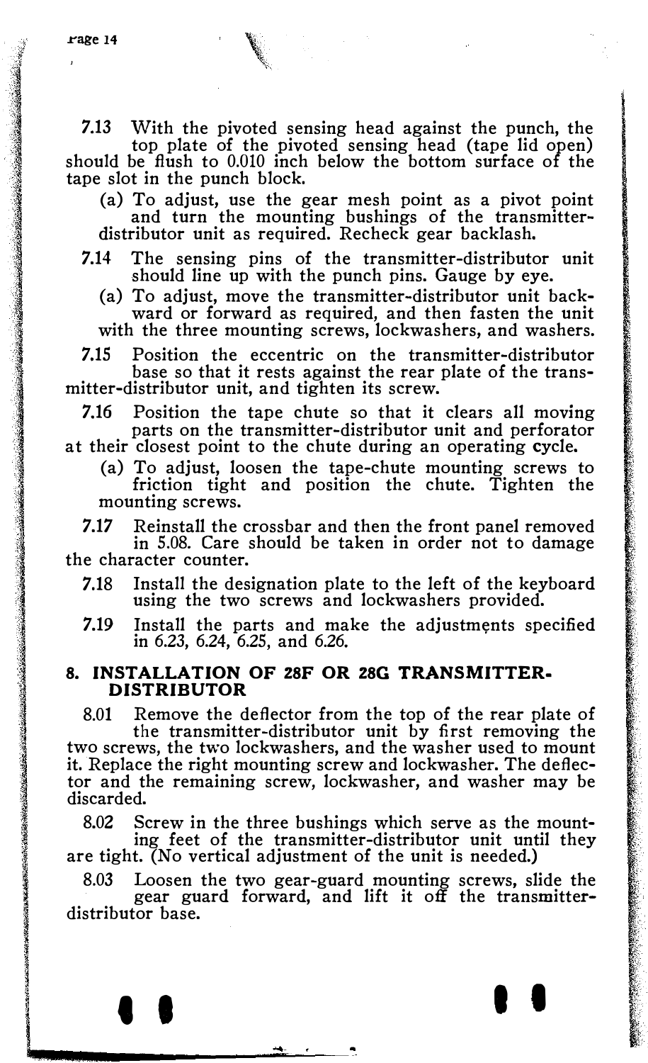7.13 With the pivoted sensing head against the punch, the top plate of the pivoted sensing head (tape lid open) should be flush to 0.010 inch below the bottom surface of the tape slot in the punch block.

(a) To adjust, use the gear mesh point as a pivot point and turn the mounting bushings of the transmitter-distributor unit as required. Recheck gear backlash.

7.14 The sensing pins of the transmitter-distributor unit should line up with the punch pins. Gauge by eye.

(a) To adjust, move the transmitter-distributor unit backward or forward as required, and then fasten the unit with the three mounting screws, lockwashers, and washers.

7.15 Position the eccentric on the transmitter-distributor base so that it rests against the rear plate of the transmitter-distributor unit, and tighten its screw.

7.16 Position the tape chute so that it clears all moving parts on the transmitter-distributor unit and perforator at their closest point to the chute during an operating cycle.

(a) To adjust, loosen the tape-chute mounting screws to friction tight and position the chute. Tighten the mounting screws.

7.17 Reinstall the crossbar and then the front panel removed in 5.08. Care should be taken in order not to damage the character counter.

7.18 Install the designation plate to the left of the keyboard using the two screws and lockwashers provided.

7.19 Install the parts and make the adjustments specified in 6.23, 6.24, 6.25, and 6.26.

## 8. INSTALLATION OF 28F OR 28G TRANSMITTER-DISTRIBUTOR

8.01 Remove the deflector from the top of the rear plate of the transmitter-distributor unit by first removing the two screws, the two lockwashers, and the washer used to mount it. Replace the right mounting screw and lockwasher. The deflector and the remaining screw, lockwasher, and washer may be discarded.

8.02 Screw in the three bushings which serve as the mounting feet of the transmitter-distributor unit until they are tight. (No vertical adjustment of the unit is needed.)

8.03 Loosen the two gear-guard mounting screws, slide the gear guard forward, and lift it off the transmitter-distributor base.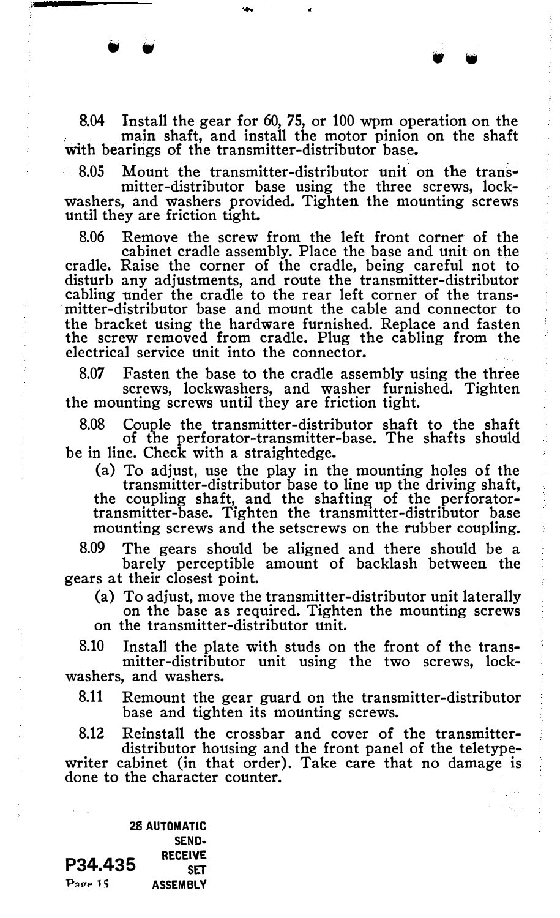8.04 Install the gear for 60, 75, or 100 wpm operation on the main shaft, and install the motor pinion on the shaft with bearings of the transmitter-distributor base.

8.05 Mount the transmitter-distributor unit on the transmitter-distributor base using the three screws, lockwashers, and washers provided. Tighten the mounting screws until they are friction tight.

8.06 Remove the screw from the left front corner of the cabinet cradle assembly. Place the base and unit on the cradle. Raise the corner of the cradle, being careful not to disturb any adjustments, and route the transmitter-distributor cabling under the cradle to the rear left corner of the transmitter-distributor base and mount the cable and connector to the bracket using the hardware furnished. Replace and fasten the screw removed from cradle. Plug the cabling from the electrical service unit into the connector.

8.07 Fasten the base to the cradle assembly using the three screws, lockwashers, and washer furnished. Tighten the mounting screws until they are friction tight.

8.08 Couple the transmitter-distributor shaft to the shaft of the perforator-transmitter-base. The shafts should be in line. Check with a straightedge.

(a) To adjust, use the play in the mounting holes of the transmitter-distributor base to line up the driving shaft, the coupling shaft, and the shafting of the perforator-transmitter-base. Tighten the transmitter-distributor base mounting screws and the setscrews on the rubber coupling.

8.09 The gears should be aligned and there should be a barely perceptible amount of backlash between the gears at their closest point.

(a) To adjust, move the transmitter-distributor unit laterally on the base as required. Tighten the mounting screws on the transmitter-distributor unit.

8.10 Install the plate with studs on the front of the transmitter-distributor unit using the two screws, lockwashers, and washers.

8.11 Remount the gear guard on the transmitter-distributor base and tighten its mounting screws.

8.12 Reinstall the crossbar and cover of the transmitter-distributor housing and the front panel of the teletypewriter cabinet (in that order). Take care that no damage is done to the character counter.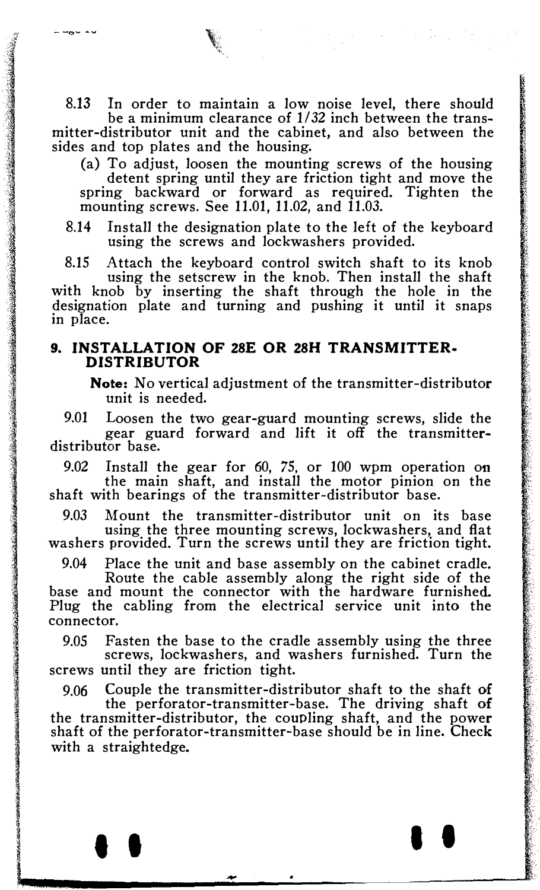8.13 In order to maintain a low noise level, there should be a minimum clearance of 1/32 inch between the transmitter-distributor unit and the cabinet, and also between the sides and top plates and the housing.

(a) To adjust, loosen the mounting screws of the housing detent spring until they are friction tight and move the spring backward or forward as required. Tighten the mounting screws. See 11.01, 11.02, and 11.03.

8.14 Install the designation plate to the left of the keyboard using the screws and lockwashers provided.

8.15 Attach the keyboard control switch shaft to its knob using the setscrew in the knob. Then install the shaft with knob by inserting the shaft through the hole in the designation plate and turning and pushing it until it snaps in place.

## 9. INSTALLATION OF 28E OR 28H TRANSMITTER-DISTRIBUTOR

**Note:** No vertical adjustment of the transmitter-distributor unit is needed.

9.01 Loosen the two gear-guard mounting screws, slide the gear guard forward and lift it off the transmitter-distributor base.

9.02 Install the gear for 60, 75, or 100 wpm operation on the main shaft, and install the motor pinion on the shaft with bearings of the transmitter-distributor base.

9.03 Mount the transmitter-distributor unit on its base using the three mounting screws, lockwashers, and flat washers provided. Turn the screws until they are friction tight.

9.04 Place the unit and base assembly on the cabinet cradle. Route the cable assembly along the right side of the base and mount the connector with the hardware furnished. Plug the cabling from the electrical service unit into the connector.

9.05 Fasten the base to the cradle assembly using the three screws, lockwashers, and washers furnished. Turn the screws until they are friction tight.

9.06 Couple the transmitter-distributor shaft to the shaft of the perforator-transmitter-base. The driving shaft of the transmitter-distributor, the coupling shaft, and the power shaft of the perforator-transmitter-base should be in line. Check with a straightedge.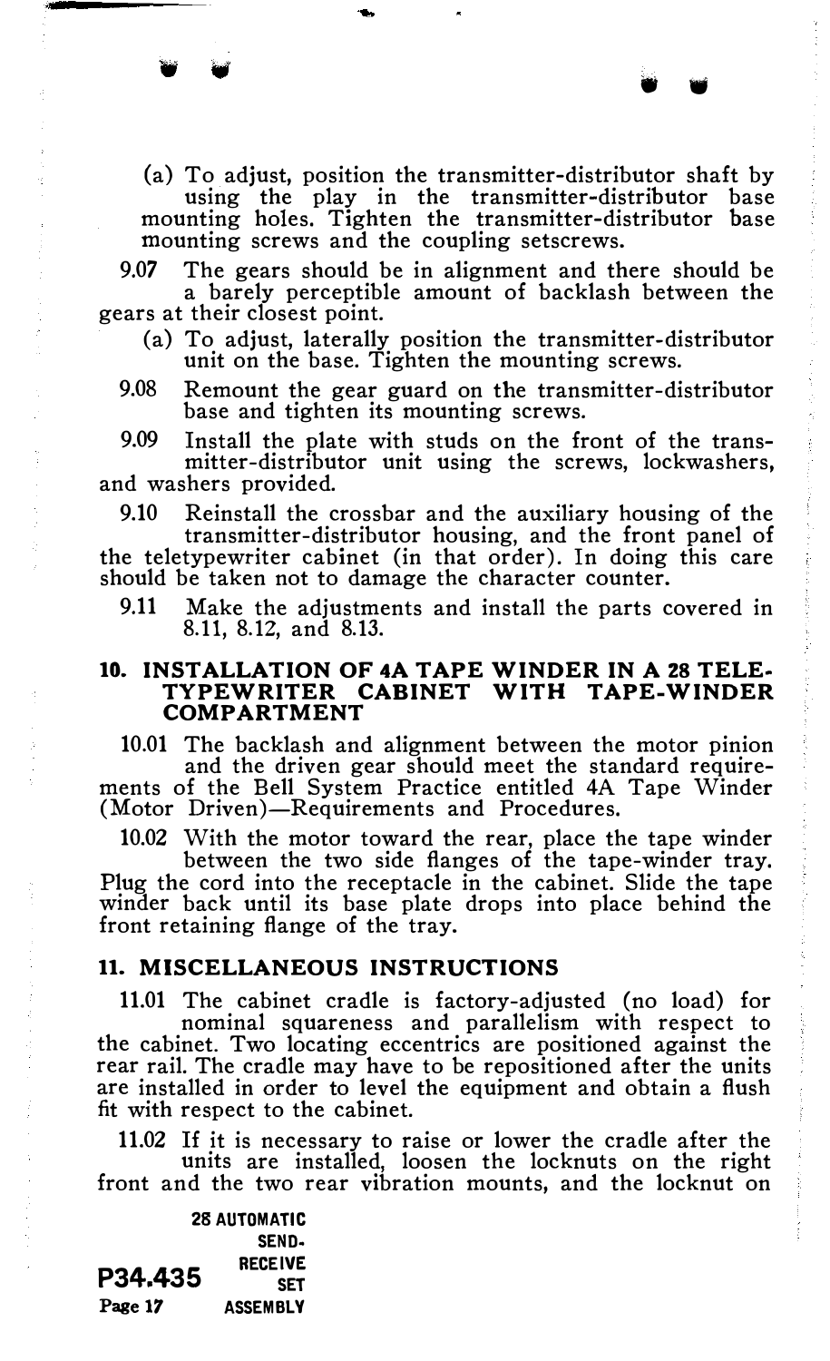(a) To adjust, position the transmitter-distributor shaft by using the play in the transmitter-distributor base mounting holes. Tighten the transmitter-distributor base mounting screws and the coupling setscrews.

9.07 The gears should be in alignment and there should be a barely perceptible amount of backlash between the gears at their closest point.

(a) To adjust, laterally position the transmitter-distributor unit on the base. Tighten the mounting screws.

9.08 Remount the gear guard on the transmitter-distributor base and tighten its mounting screws.

9.09 Install the plate with studs on the front of the transmitter-distributor unit using the screws, lockwashers, and washers provided.

9.10 Reinstall the crossbar and the auxiliary housing of the transmitter-distributor housing, and the front panel of the teletypewriter cabinet (in that order). In doing this care should be taken not to damage the character counter.

9.11 Make the adjustments and install the parts covered in 8.11, 8.12, and 8.13.

## 10. INSTALLATION OF 4A TAPE WINDER IN A 28 TELETYPEWRITER CABINET WITH TAPE-WINDER COMPARTMENT

10.01 The backlash and alignment between the motor pinion and the driven gear should meet the standard requirements of the Bell System Practice entitled 4A Tape Winder (Motor Driven)—Requirements and Procedures.

10.02 With the motor toward the rear, place the tape winder between the two side flanges of the tape-winder tray. Plug the cord into the receptacle in the cabinet. Slide the tape winder back until its base plate drops into place behind the front retaining flange of the tray.

## 11. MISCELLANEOUS INSTRUCTIONS

11.01 The cabinet cradle is factory-adjusted (no load) for nominal squareness and parallelism with respect to the cabinet. Two locating eccentrics are positioned against the rear rail. The cradle may have to be repositioned after the units are installed in order to level the equipment and obtain a flush fit with respect to the cabinet.

11.02 If it is necessary to raise or lower the cradle after the units are installed, loosen the locknuts on the right front and the two rear vibration mounts, and the locknut on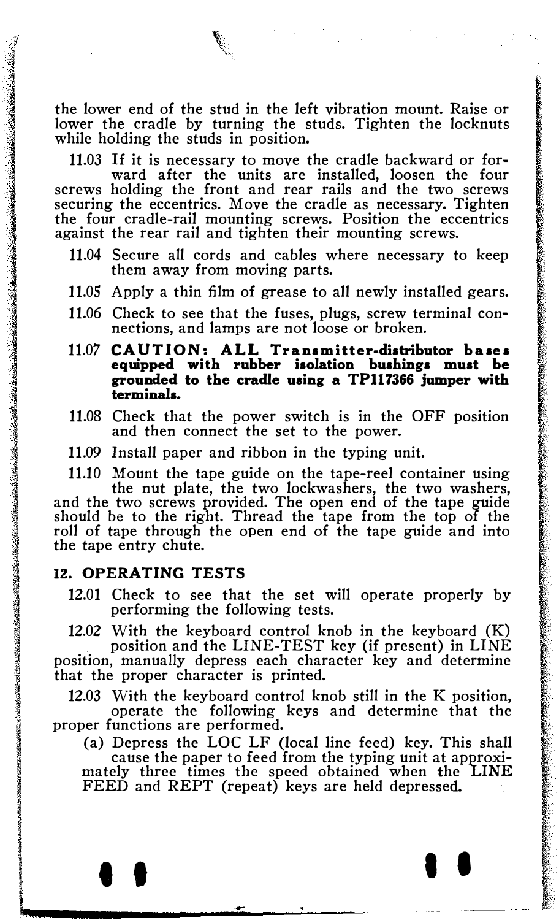the lower end of the stud in the left vibration mount. Raise or lower the cradle by turning the studs. Tighten the locknuts while holding the studs in position.

11.03 If it is necessary to move the cradle backward or forward after the units are installed, loosen the four screws holding the front and rear rails and the two screws securing the eccentrics. Move the cradle as necessary. Tighten the four cradle-rail mounting screws. Position the eccentrics against the rear rail and tighten their mounting screws.

11.04 Secure all cords and cables where necessary to keep them away from moving parts.

11.05 Apply a thin film of grease to all newly installed gears.

11.06 Check to see that the fuses, plugs, screw terminal connections, and lamps are not loose or broken.

11.07 **CAUTION: ALL Transmitter-distributor bases equipped with rubber isolation bushings must be grounded to the cradle using a TP117366 jumper with terminals.**

11.08 Check that the power switch is in the OFF position and then connect the set to the power.

11.09 Install paper and ribbon in the typing unit.

11.10 Mount the tape guide on the tape-reel container using the nut plate, the two lockwashers, the two washers, and the two screws provided. The open end of the tape guide should be to the right. Thread the tape from the top of the roll of tape through the open end of the tape guide and into the tape entry chute.

## 12. OPERATING TESTS

12.01 Check to see that the set will operate properly by performing the following tests.

12.02 With the keyboard control knob in the keyboard (K) position and the LINE-TEST key (if present) in LINE position, manually depress each character key and determine that the proper character is printed.

12.03 With the keyboard control knob still in the K position, operate the following keys and determine that the proper functions are performed.

(a) Depress the LOC LF (local line feed) key. This shall cause the paper to feed from the typing unit at approximately three times the speed obtained when the LINE FEED and REPT (repeat) keys are held depressed.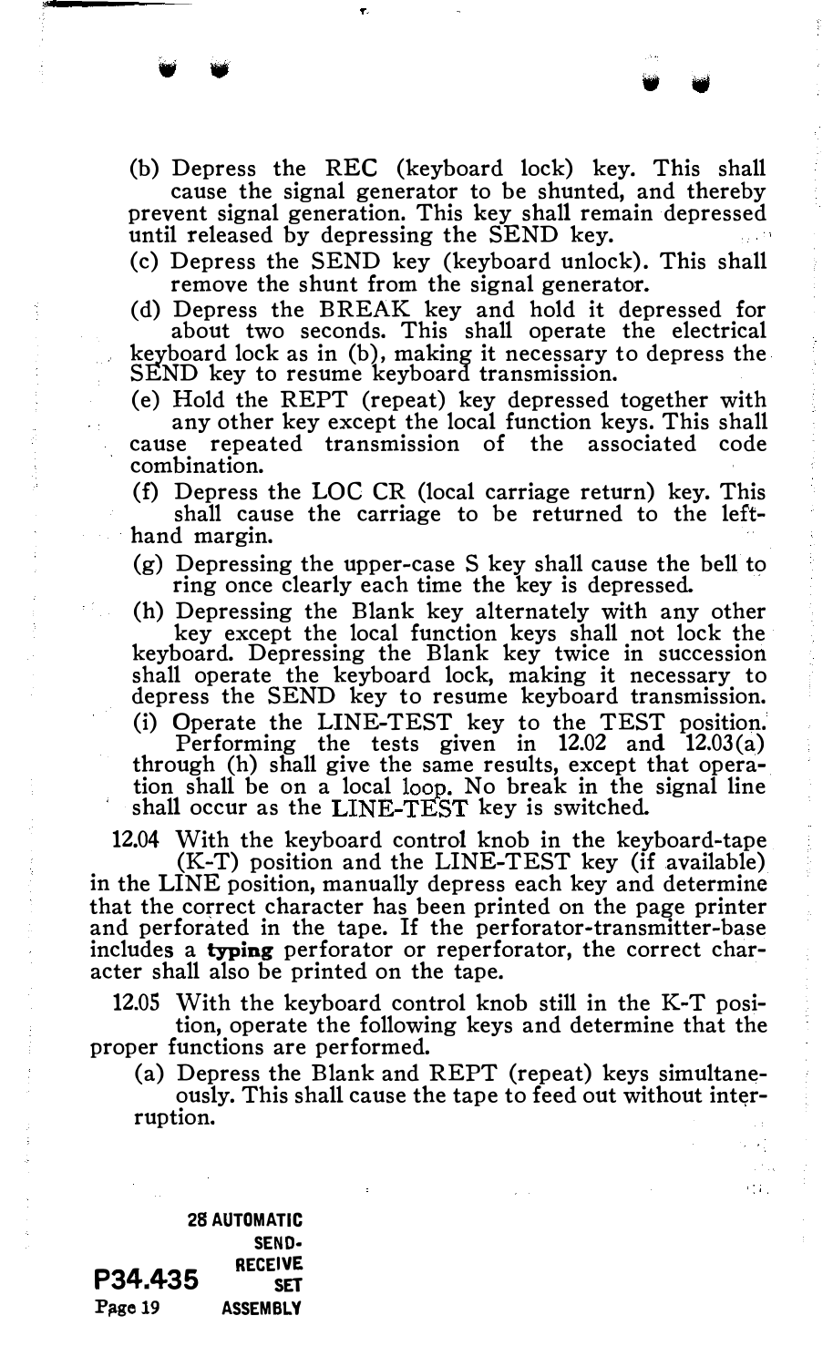(b) Depress the REC (keyboard lock) key. This shall cause the signal generator to be shunted, and thereby prevent signal generation. This key shall remain depressed until released by depressing the SEND key.

(c) Depress the SEND key (keyboard unlock). This shall remove the shunt from the signal generator.

(d) Depress the BREAK key and hold it depressed for about two seconds. This shall operate the electrical keyboard lock as in (b), making it necessary to depress the SEND key to resume keyboard transmission.

(e) Hold the REPT (repeat) key depressed together with any other key except the local function keys. This shall cause repeated transmission of the associated code combination.

(f) Depress the LOC CR (local carriage return) key. This shall cause the carriage to be returned to the left-hand margin.

(g) Depressing the upper-case S key shall cause the bell to ring once clearly each time the key is depressed.

(h) Depressing the Blank key alternately with any other key except the local function keys shall not lock the keyboard. Depressing the Blank key twice in succession shall operate the keyboard lock, making it necessary to depress the SEND key to resume keyboard transmission.

(i) Operate the LINE-TEST key to the TEST position. Performing the tests given in 12.02 and 12.03(a) through (h) shall give the same results, except that operation shall be on a local loop. No break in the signal line shall occur as the LINE-TEST key is switched.

12.04 With the keyboard control knob in the keyboard-tape (K-T) position and the LINE-TEST key (if available) in the LINE position, manually depress each key and determine that the correct character has been printed on the page printer and perforated in the tape. If the perforator-transmitter-base includes a **typing** perforator or reperforator, the correct character shall also be printed on the tape.

12.05 With the keyboard control knob still in the K-T position, operate the following keys and determine that the proper functions are performed.

(a) Depress the Blank and REPT (repeat) keys simultaneously. This shall cause the tape to feed out without interruption.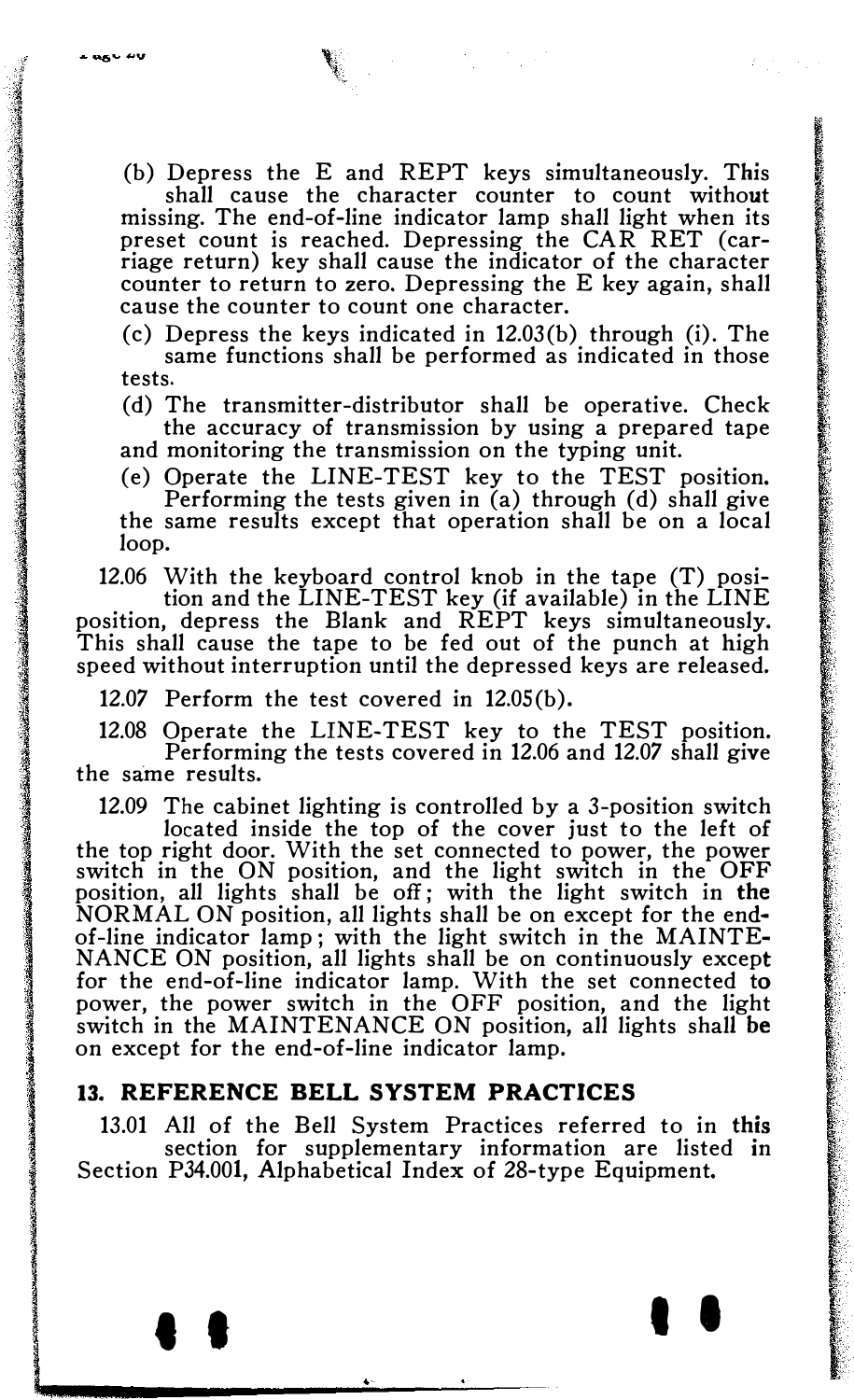(b) Depress the E and REPT keys simultaneously. This shall cause the character counter to count without missing. The end-of-line indicator lamp shall light when its preset count is reached. Depressing the CAR RET (carriage return) key shall cause the indicator of the character counter to return to zero. Depressing the E key again, shall cause the counter to count one character.

(c) Depress the keys indicated in 12.03(b) through (i). The same functions shall be performed as indicated in those tests.

(d) The transmitter-distributor shall be operative. Check the accuracy of transmission by using a prepared tape and monitoring the transmission on the typing unit.

(e) Operate the LINE-TEST key to the TEST position. Performing the tests given in (a) through (d) shall give the same results except that operation shall be on a local loop.

12.06 With the keyboard control knob in the tape (T) position and the LINE-TEST key (if available) in the LINE position, depress the Blank and REPT keys simultaneously. This shall cause the tape to be fed out of the punch at high speed without interruption until the depressed keys are released.

12.07 Perform the test covered in 12.05(b).

12.08 Operate the LINE-TEST key to the TEST position. Performing the tests covered in 12.06 and 12.07 shall give the same results.

12.09 The cabinet lighting is controlled by a 3-position switch located inside the top of the cover just to the left of the top right door. With the set connected to power, the power switch in the ON position, and the light switch in the OFF position, all lights shall be off; with the light switch in the NORMAL ON position, all lights shall be on except for the end-of-line indicator lamp; with the light switch in the MAINTENANCE ON position, all lights shall be on continuously except for the end-of-line indicator lamp. With the set connected to power, the power switch in the OFF position, and the light switch in the MAINTENANCE ON position, all lights shall be on except for the end-of-line indicator lamp.

## 13. REFERENCE BELL SYSTEM PRACTICES

13.01 All of the Bell System Practices referred to in this section for supplementary information are listed in Section P34.001, Alphabetical Index of 28-type Equipment.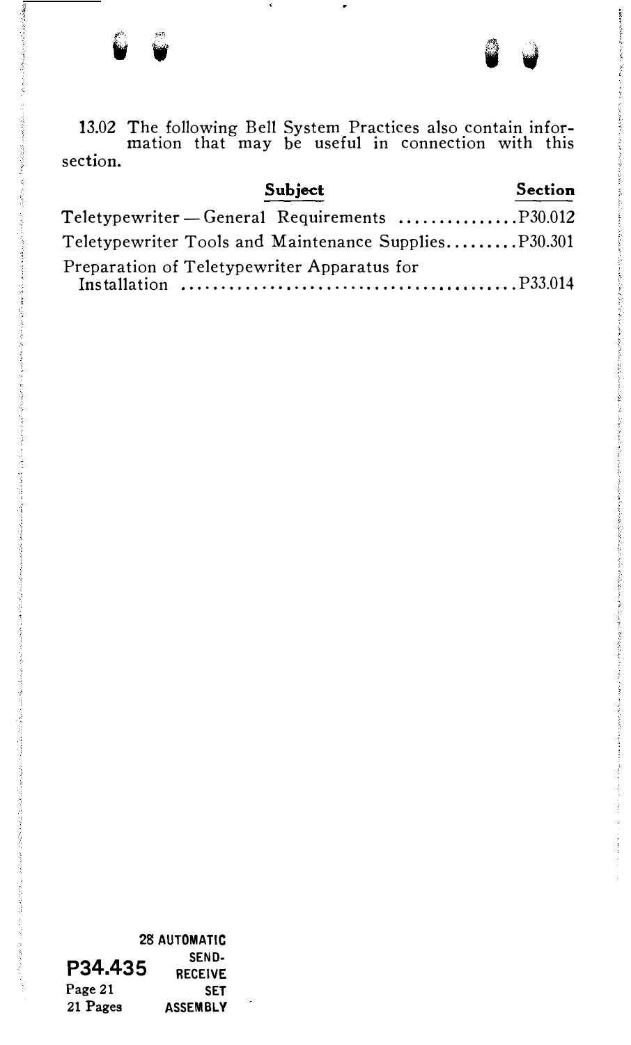13.02 The following Bell System Practices also contain information that may be useful in connection with this section.

| Subject | Section |
|---|---|
| Teletypewriter — General Requirements | P30.012 |
| Teletypewriter Tools and Maintenance Supplies | P30.301 |
| Preparation of Teletypewriter Apparatus for Installation | P33.014 |